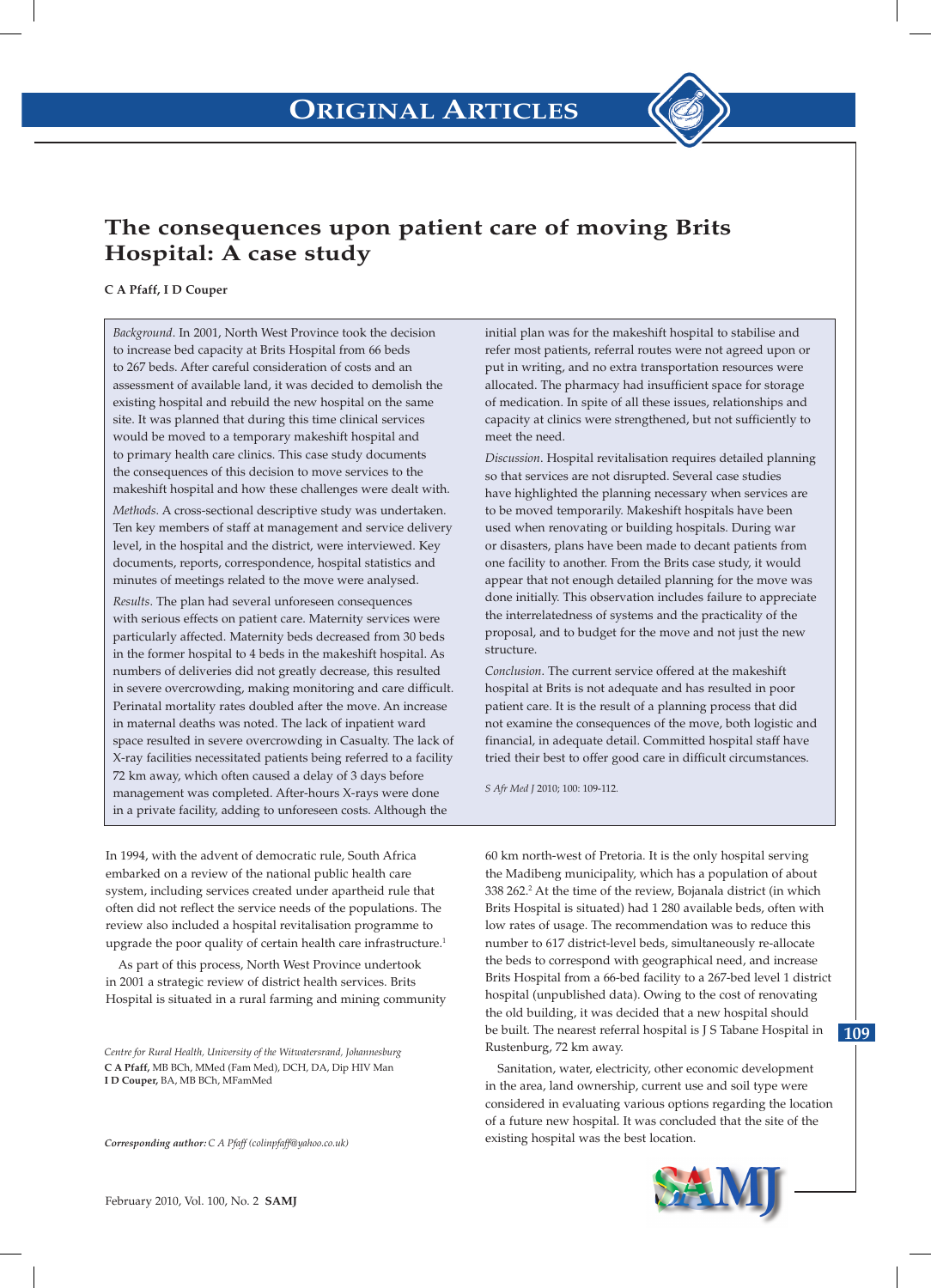# The consequences upon patient care of moving Brits Hospital: A case study

**C A Pfaff, I D Couper**

*Background.* In 2001, North West Province took the decision to increase bed capacity at Brits Hospital from 66 beds to 267 beds. After careful consideration of costs and an assessment of available land, it was decided to demolish the existing hospital and rebuild the new hospital on the same site. It was planned that during this time clinical services would be moved to a temporary makeshift hospital and to primary health care clinics. This case study documents the consequences of this decision to move services to the makeshift hospital and how these challenges were dealt with.

*Methods.* A cross-sectional descriptive study was undertaken. Ten key members of staff at management and service delivery level, in the hospital and the district, were interviewed. Key documents, reports, correspondence, hospital statistics and minutes of meetings related to the move were analysed.

*Results.* The plan had several unforeseen consequences with serious effects on patient care. Maternity services were particularly affected. Maternity beds decreased from 30 beds in the former hospital to 4 beds in the makeshift hospital. As numbers of deliveries did not greatly decrease, this resulted in severe overcrowding, making monitoring and care difficult. Perinatal mortality rates doubled after the move. An increase in maternal deaths was noted. The lack of inpatient ward space resulted in severe overcrowding in Casualty. The lack of X-ray facilities necessitated patients being referred to a facility 72 km away, which often caused a delay of 3 days before management was completed. After-hours X-rays were done in a private facility, adding to unforeseen costs. Although the initial plan was for the makeshift hospital to stabilise and refer most patients, referral routes were not agreed upon or put in writing, and no extra transportation resources were allocated. The pharmacy had insufficient space for storage of medication. In spite of all these issues, relationships and capacity at clinics were strengthened, but not sufficiently to meet the need.

*Discussion.* Hospital revitalisation requires detailed planning so that services are not disrupted. Several case studies have highlighted the planning necessary when services are to be moved temporarily. Makeshift hospitals have been used when renovating or building hospitals. During war or disasters, plans have been made to decant patients from one facility to another. From the Brits case study, it would appear that not enough detailed planning for the move was done initially. This observation includes failure to appreciate the interrelatedness of systems and the practicality of the proposal, and to budget for the move and not just the new structure.

*Conclusion.* The current service offered at the makeshift hospital at Brits is not adequate and has resulted in poor patient care. It is the result of a planning process that did not examine the consequences of the move, both logistic and financial, in adequate detail. Committed hospital staff have tried their best to offer good care in difficult circumstances.

*S Afr Med J* 2010; 100: 109-112.

In 1994, with the advent of democratic rule, South Africa embarked on a review of the national public health care system, including services created under apartheid rule that often did not reflect the service needs of the populations. The review also included a hospital revitalisation programme to upgrade the poor quality of certain health care infrastructure.[1]

As part of this process, North West Province undertook in 2001 a strategic review of district health services. Brits Hospital is situated in a rural farming and mining community 60 km north-west of Pretoria. It is the only hospital serving the Madibeng municipality, which has a population of about 338 262.[2] At the time of the review, Bojanala district (in which Brits Hospital is situated) had 1 280 available beds, often with low rates of usage. The recommendation was to reduce this number to 617 district-level beds, simultaneously re-allocate the beds to correspond with geographical need, and increase Brits Hospital from a 66-bed facility to a 267-bed level 1 district hospital (unpublished data). Owing to the cost of renovating the old building, it was decided that a new hospital should be built. The nearest referral hospital is J S Tabane Hospital in Rustenburg, 72 km away.

Sanitation, water, electricity, other economic development in the area, land ownership, current use and soil type were considered in evaluating various options regarding the location of a future new hospital. It was concluded that the site of the existing hospital was the best location.

*Centre for Rural Health, University of the Witwatersrand, Johannesburg*
**C A Pfaff,** MB BCh, MMed (Fam Med), DCH, DA, Dip HIV Man
**I D Couper,** BA, MB BCh, MFamMed

***Corresponding author:*** *C A Pfaff (colinpfaff@yahoo.co.uk)*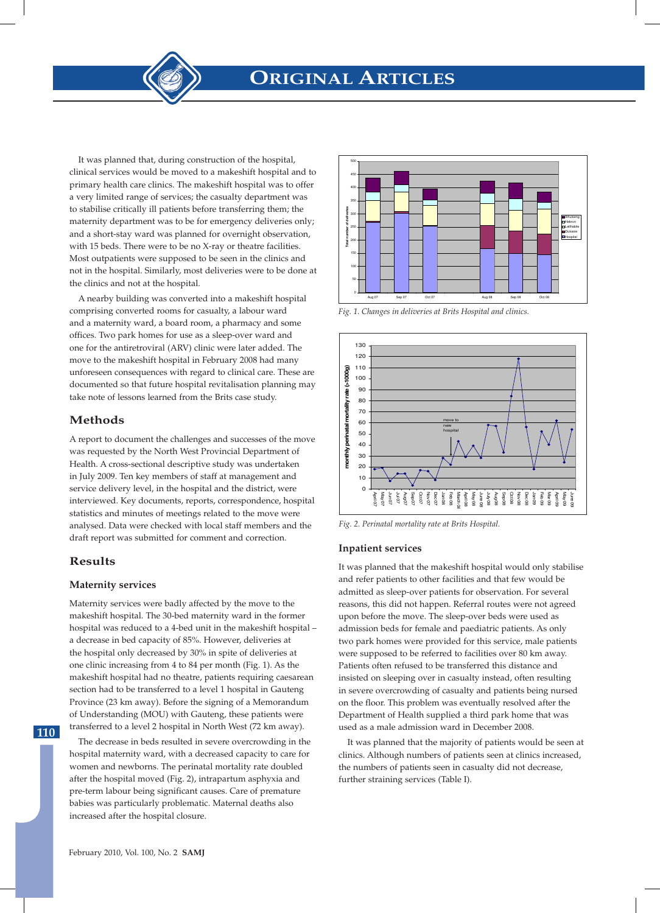It was planned that, during construction of the hospital, clinical services would be moved to a makeshift hospital and to primary health care clinics. The makeshift hospital was to offer a very limited range of services; the casualty department was to stabilise critically ill patients before transferring them; the maternity department was to be for emergency deliveries only; and a short-stay ward was planned for overnight observation, with 15 beds. There were to be no X-ray or theatre facilities. Most outpatients were supposed to be seen in the clinics and not in the hospital. Similarly, most deliveries were to be done at the clinics and not at the hospital.

A nearby building was converted into a makeshift hospital comprising converted rooms for casualty, a labour ward and a maternity ward, a board room, a pharmacy and some offices. Two park homes for use as a sleep-over ward and one for the antiretroviral (ARV) clinic were later added. The move to the makeshift hospital in February 2008 had many unforeseen consequences with regard to clinical care. These are documented so that future hospital revitalisation planning may take note of lessons learned from the Brits case study.

## Methods

A report to document the challenges and successes of the move was requested by the North West Provincial Department of Health. A cross-sectional descriptive study was undertaken in July 2009. Ten key members of staff at management and service delivery level, in the hospital and the district, were interviewed. Key documents, reports, correspondence, hospital statistics and minutes of meetings related to the move were analysed. Data were checked with local staff members and the draft report was submitted for comment and correction.

## Results

### Maternity services

Maternity services were badly affected by the move to the makeshift hospital. The 30-bed maternity ward in the former hospital was reduced to a 4-bed unit in the makeshift hospital – a decrease in bed capacity of 85%. However, deliveries at the hospital only decreased by 30% in spite of deliveries at one clinic increasing from 4 to 84 per month (Fig. 1). As the makeshift hospital had no theatre, patients requiring caesarean section had to be transferred to a level 1 hospital in Gauteng Province (23 km away). Before the signing of a Memorandum of Understanding (MOU) with Gauteng, these patients were transferred to a level 2 hospital in North West (72 km away).

The decrease in beds resulted in severe overcrowding in the hospital maternity ward, with a decreased capacity to care for women and newborns. The perinatal mortality rate doubled after the hospital moved (Fig. 2), intrapartum asphyxia and pre-term labour being significant causes. Care of premature babies was particularly problematic. Maternal deaths also increased after the hospital closure.

*Fig. 1. Changes in deliveries at Brits Hospital and clinics.*

*Fig. 2. Perinatal mortality rate at Brits Hospital.*

### Inpatient services

It was planned that the makeshift hospital would only stabilise and refer patients to other facilities and that few would be admitted as sleep-over patients for observation. For several reasons, this did not happen. Referral routes were not agreed upon before the move. The sleep-over beds were used as admission beds for female and paediatric patients. As only two park homes were provided for this service, male patients were supposed to be referred to facilities over 80 km away. Patients often refused to be transferred this distance and insisted on sleeping over in casualty instead, often resulting in severe overcrowding of casualty and patients being nursed on the floor. This problem was eventually resolved after the Department of Health supplied a third park home that was used as a male admission ward in December 2008.

It was planned that the majority of patients would be seen at clinics. Although numbers of patients seen at clinics increased, the numbers of patients seen in casualty did not decrease, further straining services (Table I).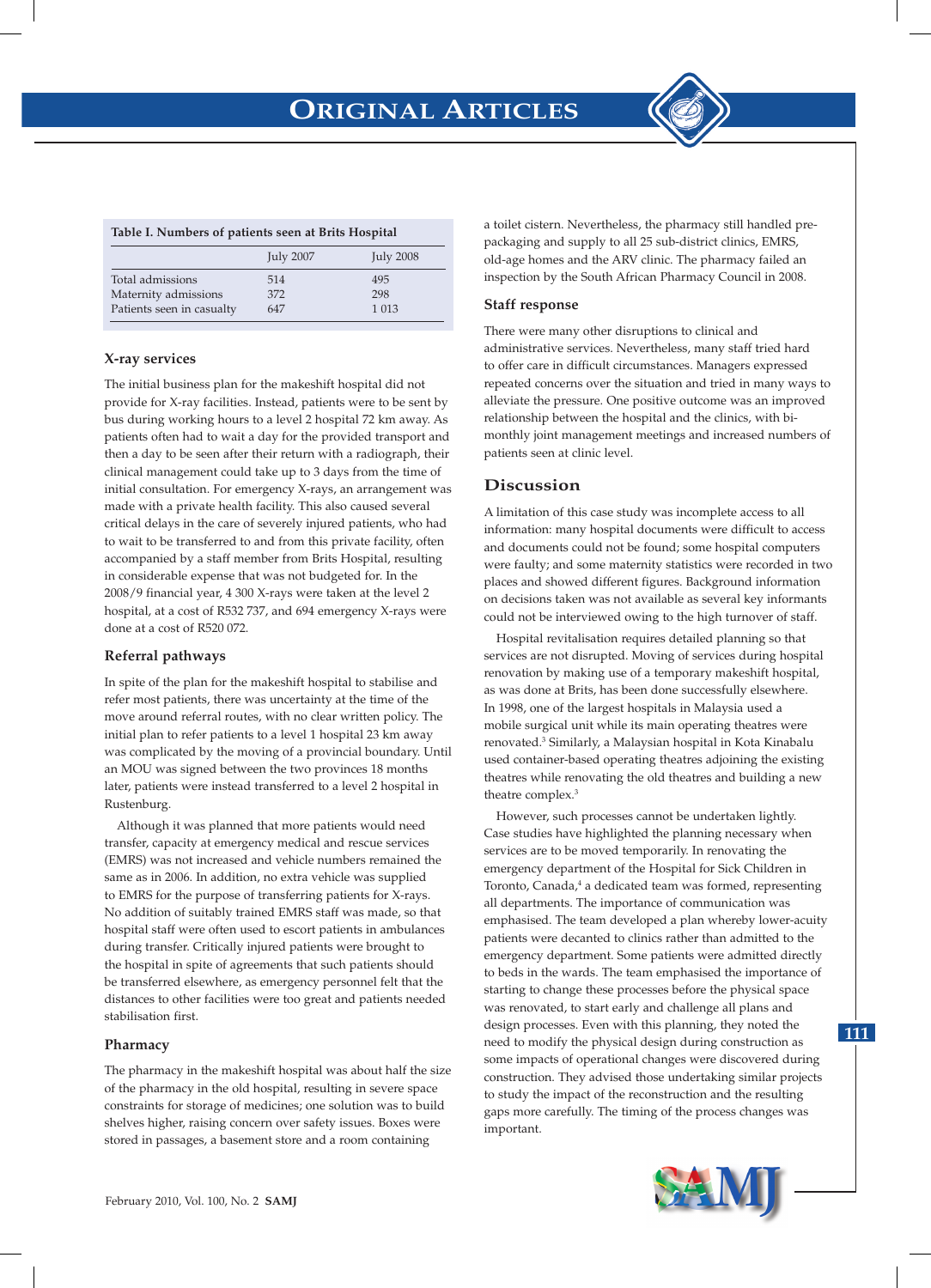**Table I. Numbers of patients seen at Brits Hospital**

| | July 2007 | July 2008 |
|---|---|---|
| Total admissions | 514 | 495 |
| Maternity admissions | 372 | 298 |
| Patients seen in casualty | 647 | 1 013 |

### X-ray services

The initial business plan for the makeshift hospital did not provide for X-ray facilities. Instead, patients were to be sent by bus during working hours to a level 2 hospital 72 km away. As patients often had to wait a day for the provided transport and then a day to be seen after their return with a radiograph, their clinical management could take up to 3 days from the time of initial consultation. For emergency X-rays, an arrangement was made with a private health facility. This also caused several critical delays in the care of severely injured patients, who had to wait to be transferred to and from this private facility, often accompanied by a staff member from Brits Hospital, resulting in considerable expense that was not budgeted for. In the 2008/9 financial year, 4 300 X-rays were taken at the level 2 hospital, at a cost of R532 737, and 694 emergency X-rays were done at a cost of R520 072.

### Referral pathways

In spite of the plan for the makeshift hospital to stabilise and refer most patients, there was uncertainty at the time of the move around referral routes, with no clear written policy. The initial plan to refer patients to a level 1 hospital 23 km away was complicated by the moving of a provincial boundary. Until an MOU was signed between the two provinces 18 months later, patients were instead transferred to a level 2 hospital in Rustenburg.

Although it was planned that more patients would need transfer, capacity at emergency medical and rescue services (EMRS) was not increased and vehicle numbers remained the same as in 2006. In addition, no extra vehicle was supplied to EMRS for the purpose of transferring patients for X-rays. No addition of suitably trained EMRS staff was made, so that hospital staff were often used to escort patients in ambulances during transfer. Critically injured patients were brought to the hospital in spite of agreements that such patients should be transferred elsewhere, as emergency personnel felt that the distances to other facilities were too great and patients needed stabilisation first.

### Pharmacy

The pharmacy in the makeshift hospital was about half the size of the pharmacy in the old hospital, resulting in severe space constraints for storage of medicines; one solution was to build shelves higher, raising concern over safety issues. Boxes were stored in passages, a basement store and a room containing a toilet cistern. Nevertheless, the pharmacy still handled pre-packaging and supply to all 25 sub-district clinics, EMRS, old-age homes and the ARV clinic. The pharmacy failed an inspection by the South African Pharmacy Council in 2008.

### Staff response

There were many other disruptions to clinical and administrative services. Nevertheless, many staff tried hard to offer care in difficult circumstances. Managers expressed repeated concerns over the situation and tried in many ways to alleviate the pressure. One positive outcome was an improved relationship between the hospital and the clinics, with bi-monthly joint management meetings and increased numbers of patients seen at clinic level.

## Discussion

A limitation of this case study was incomplete access to all information: many hospital documents were difficult to access and documents could not be found; some hospital computers were faulty; and some maternity statistics were recorded in two places and showed different figures. Background information on decisions taken was not available as several key informants could not be interviewed owing to the high turnover of staff.

Hospital revitalisation requires detailed planning so that services are not disrupted. Moving of services during hospital renovation by making use of a temporary makeshift hospital, as was done at Brits, has been done successfully elsewhere. In 1998, one of the largest hospitals in Malaysia used a mobile surgical unit while its main operating theatres were renovated.[3] Similarly, a Malaysian hospital in Kota Kinabalu used container-based operating theatres adjoining the existing theatres while renovating the old theatres and building a new theatre complex.[3]

However, such processes cannot be undertaken lightly. Case studies have highlighted the planning necessary when services are to be moved temporarily. In renovating the emergency department of the Hospital for Sick Children in Toronto, Canada,[4] a dedicated team was formed, representing all departments. The importance of communication was emphasised. The team developed a plan whereby lower-acuity patients were decanted to clinics rather than admitted to the emergency department. Some patients were admitted directly to beds in the wards. The team emphasised the importance of starting to change these processes before the physical space was renovated, to start early and challenge all plans and design processes. Even with this planning, they noted the need to modify the physical design during construction as some impacts of operational changes were discovered during construction. They advised those undertaking similar projects to study the impact of the reconstruction and the resulting gaps more carefully. The timing of the process changes was important.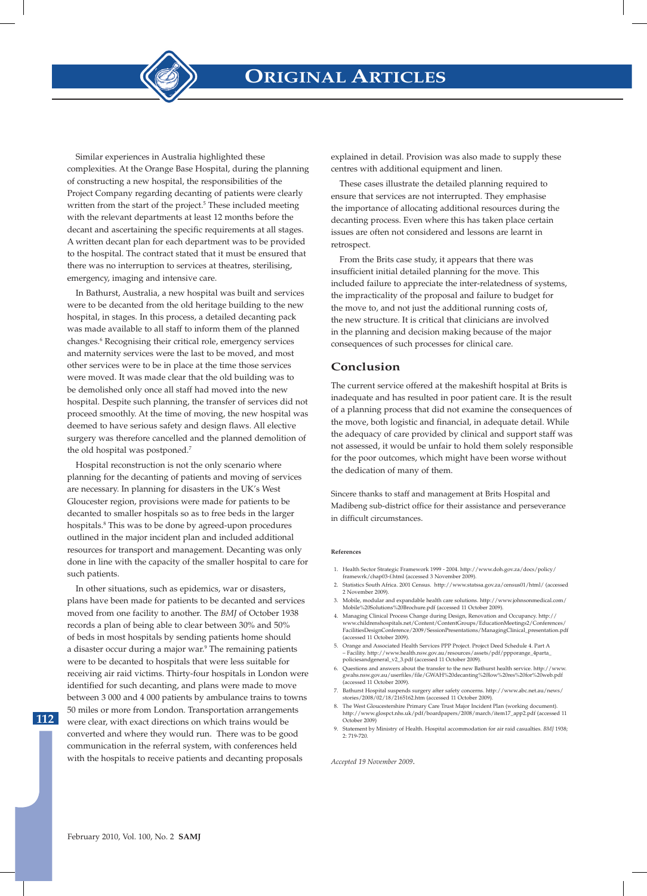Similar experiences in Australia highlighted these complexities. At the Orange Base Hospital, during the planning of constructing a new hospital, the responsibilities of the Project Company regarding decanting of patients were clearly written from the start of the project.[5] These included meeting with the relevant departments at least 12 months before the decant and ascertaining the specific requirements at all stages. A written decant plan for each department was to be provided to the hospital. The contract stated that it must be ensured that there was no interruption to services at theatres, sterilising, emergency, imaging and intensive care.

In Bathurst, Australia, a new hospital was built and services were to be decanted from the old heritage building to the new hospital, in stages. In this process, a detailed decanting pack was made available to all staff to inform them of the planned changes.[6] Recognising their critical role, emergency services and maternity services were the last to be moved, and most other services were to be in place at the time those services were moved. It was made clear that the old building was to be demolished only once all staff had moved into the new hospital. Despite such planning, the transfer of services did not proceed smoothly. At the time of moving, the new hospital was deemed to have serious safety and design flaws. All elective surgery was therefore cancelled and the planned demolition of the old hospital was postponed.[7]

Hospital reconstruction is not the only scenario where planning for the decanting of patients and moving of services are necessary. In planning for disasters in the UK's West Gloucester region, provisions were made for patients to be decanted to smaller hospitals so as to free beds in the larger hospitals.[8] This was to be done by agreed-upon procedures outlined in the major incident plan and included additional resources for transport and management. Decanting was only done in line with the capacity of the smaller hospital to care for such patients.

In other situations, such as epidemics, war or disasters, plans have been made for patients to be decanted and services moved from one facility to another. The *BMJ* of October 1938 records a plan of being able to clear between 30% and 50% of beds in most hospitals by sending patients home should a disaster occur during a major war.[9] The remaining patients were to be decanted to hospitals that were less suitable for receiving air raid victims. Thirty-four hospitals in London were identified for such decanting, and plans were made to move between 3 000 and 4 000 patients by ambulance trains to towns 50 miles or more from London. Transportation arrangements were clear, with exact directions on which trains would be converted and where they would run. There was to be good communication in the referral system, with conferences held with the hospitals to receive patients and decanting proposals explained in detail. Provision was also made to supply these centres with additional equipment and linen.

These cases illustrate the detailed planning required to ensure that services are not interrupted. They emphasise the importance of allocating additional resources during the decanting process. Even where this has taken place certain issues are often not considered and lessons are learnt in retrospect.

From the Brits case study, it appears that there was insufficient initial detailed planning for the move. This included failure to appreciate the inter-relatedness of systems, the impracticality of the proposal and failure to budget for the move to, and not just the additional running costs of, the new structure. It is critical that clinicians are involved in the planning and decision making because of the major consequences of such processes for clinical care.

## Conclusion

The current service offered at the makeshift hospital at Brits is inadequate and has resulted in poor patient care. It is the result of a planning process that did not examine the consequences of the move, both logistic and financial, in adequate detail. While the adequacy of care provided by clinical and support staff was not assessed, it would be unfair to hold them solely responsible for the poor outcomes, which might have been worse without the dedication of many of them.

Sincere thanks to staff and management at Brits Hospital and Madibeng sub-district office for their assistance and perseverance in difficult circumstances.

### References

1. Health Sector Strategic Framework 1999 - 2004. http://www.doh.gov.za/docs/policy/framewrk/chap03-f.html (accessed 3 November 2009).
2. Statistics South Africa. 2001 Census. http://www.statssa.gov.za/census01/html/ (accessed 2 November 2009).
3. Mobile, modular and expandable health care solutions. http://www.johnsonmedical.com/Mobile%20Solutions%20Brochure.pdf (accessed 11 October 2009).
4. Managing Clinical Process Change during Design, Renovation and Occupancy. http://www.childrenshospitals.net/Content/ContentGroups/EducationMeetings2/Conferences/FacilitiesDesignConference/2009/SessionPresentations/ManagingClinical_presentation.pdf (accessed 11 October 2009).
5. Orange and Associated Health Services PPP Project. Project Deed Schedule 4. Part A – Facility. http://www.health.nsw.gov.au/resources/assets/pdf/ppporange_4parta_policiesandgeneral_v2_3.pdf (accessed 11 October 2009).
6. Questions and answers about the transfer to the new Bathurst health service. http://www.gwahs.nsw.gov.au/userfiles/file/GWAH%20decanting%20low%20res%20for%20web.pdf (accessed 11 October 2009).
7. Bathurst Hospital suspends surgery after safety concerns. http://www.abc.net.au/news/stories/2008/02/18/2165162.htm (accessed 11 October 2009).
8. The West Gloucestershire Primary Care Trust Major Incident Plan (working document). http://www.glospct.nhs.uk/pdf/boardpapers/2008/march/item17_app2.pdf (accessed 11 October 2009)
9. Statement by Ministry of Health. Hospital accommodation for air raid casualties. *BMJ* 1938; 2: 719-720.

*Accepted 19 November 2009.*